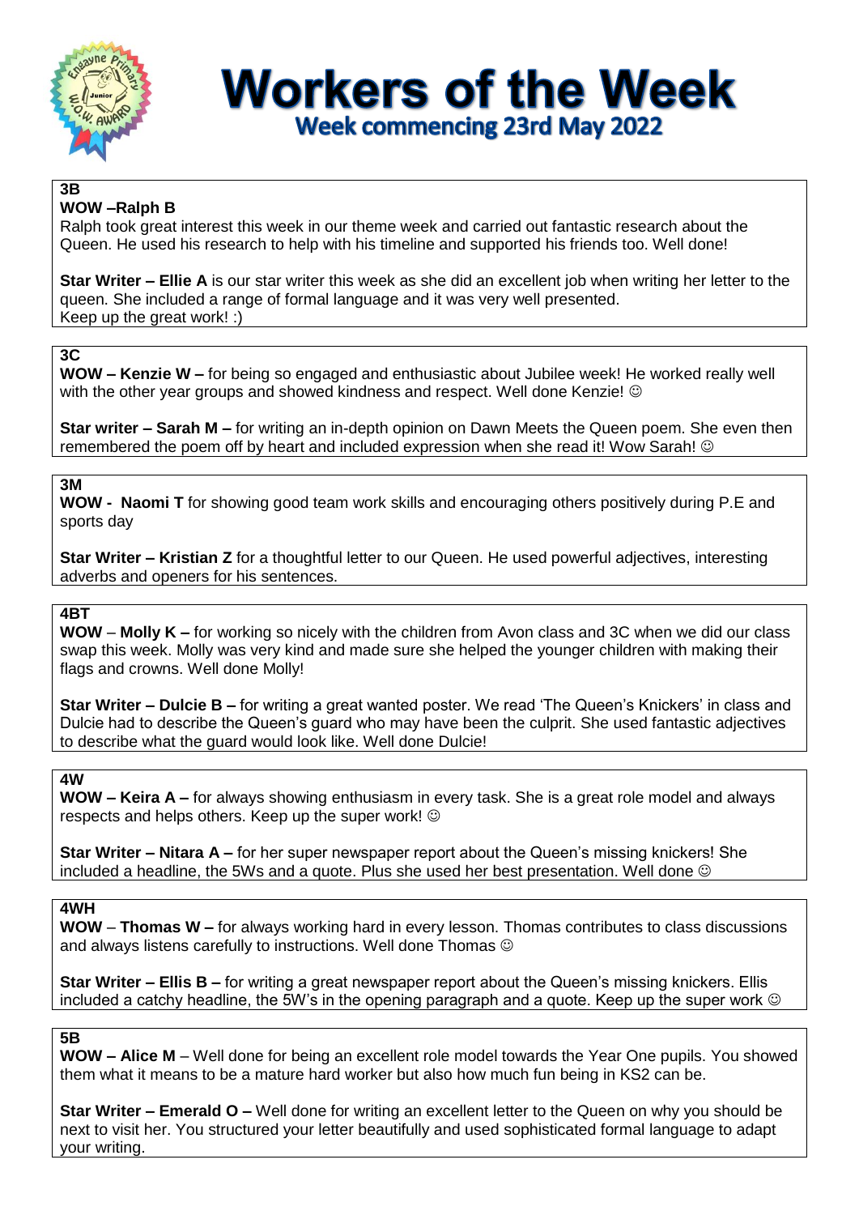# Workers of the Week

## Week commencing 23rd May 2022

**3B**

**WOW –Ralph B**

Ralph took great interest this week in our theme week and carried out fantastic research about the Queen. He used his research to help with his timeline and supported his friends too. Well done!

**Star Writer – Ellie A** is our star writer this week as she did an excellent job when writing her letter to the queen. She included a range of formal language and it was very well presented.
Keep up the great work! :)

**3C**

**WOW – Kenzie W –** for being so engaged and enthusiastic about Jubilee week! He worked really well with the other year groups and showed kindness and respect. Well done Kenzie! ☺

**Star writer – Sarah M –** for writing an in-depth opinion on Dawn Meets the Queen poem. She even then remembered the poem off by heart and included expression when she read it! Wow Sarah! ☺

**3M**

**WOW - Naomi T** for showing good team work skills and encouraging others positively during P.E and sports day

**Star Writer – Kristian Z** for a thoughtful letter to our Queen. He used powerful adjectives, interesting adverbs and openers for his sentences.

**4BT**

**WOW** – **Molly K –** for working so nicely with the children from Avon class and 3C when we did our class swap this week. Molly was very kind and made sure she helped the younger children with making their flags and crowns. Well done Molly!

**Star Writer – Dulcie B –** for writing a great wanted poster. We read 'The Queen's Knickers' in class and Dulcie had to describe the Queen's guard who may have been the culprit. She used fantastic adjectives to describe what the guard would look like. Well done Dulcie!

**4W**

**WOW – Keira A –** for always showing enthusiasm in every task. She is a great role model and always respects and helps others. Keep up the super work! ☺

**Star Writer – Nitara A –** for her super newspaper report about the Queen's missing knickers! She included a headline, the 5Ws and a quote. Plus she used her best presentation. Well done ☺

**4WH**

**WOW** – **Thomas W –** for always working hard in every lesson. Thomas contributes to class discussions and always listens carefully to instructions. Well done Thomas ☺

**Star Writer – Ellis B –** for writing a great newspaper report about the Queen's missing knickers. Ellis included a catchy headline, the 5W's in the opening paragraph and a quote. Keep up the super work ☺

**5B**

**WOW – Alice M** – Well done for being an excellent role model towards the Year One pupils. You showed them what it means to be a mature hard worker but also how much fun being in KS2 can be.

**Star Writer – Emerald O –** Well done for writing an excellent letter to the Queen on why you should be next to visit her. You structured your letter beautifully and used sophisticated formal language to adapt your writing.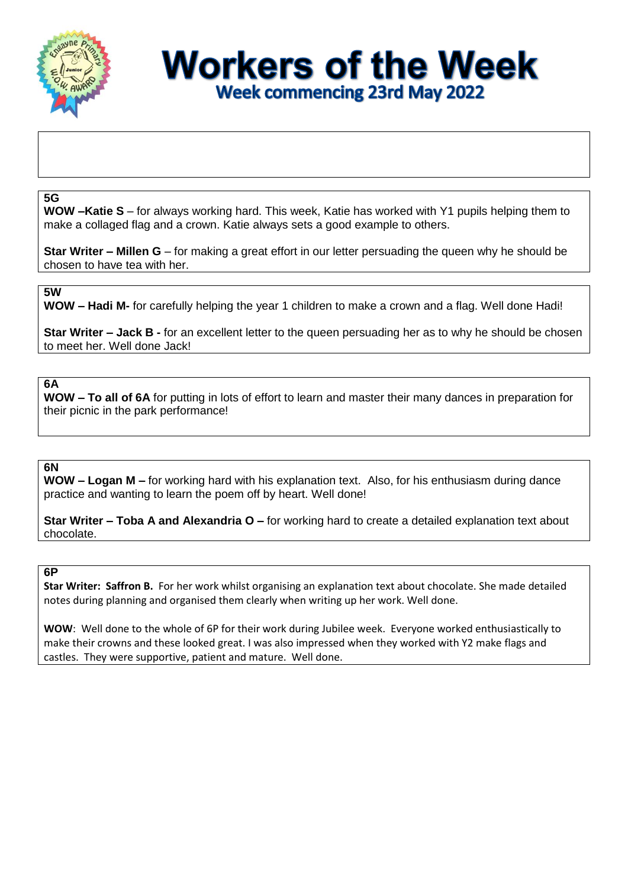# Workers of the Week

## Week commencing 23rd May 2022

### 5G

**WOW –Katie S** – for always working hard. This week, Katie has worked with Y1 pupils helping them to make a collaged flag and a crown. Katie always sets a good example to others.

**Star Writer – Millen G** – for making a great effort in our letter persuading the queen why he should be chosen to have tea with her.

### 5W

**WOW – Hadi M-** for carefully helping the year 1 children to make a crown and a flag. Well done Hadi!

**Star Writer – Jack B -** for an excellent letter to the queen persuading her as to why he should be chosen to meet her. Well done Jack!

### 6A

**WOW – To all of 6A** for putting in lots of effort to learn and master their many dances in preparation for their picnic in the park performance!

### 6N

**WOW – Logan M –** for working hard with his explanation text. Also, for his enthusiasm during dance practice and wanting to learn the poem off by heart. Well done!

**Star Writer – Toba A and Alexandria O –** for working hard to create a detailed explanation text about chocolate.

### 6P

**Star Writer: Saffron B.** For her work whilst organising an explanation text about chocolate. She made detailed notes during planning and organised them clearly when writing up her work. Well done.

**WOW**: Well done to the whole of 6P for their work during Jubilee week. Everyone worked enthusiastically to make their crowns and these looked great. I was also impressed when they worked with Y2 make flags and castles. They were supportive, patient and mature. Well done.